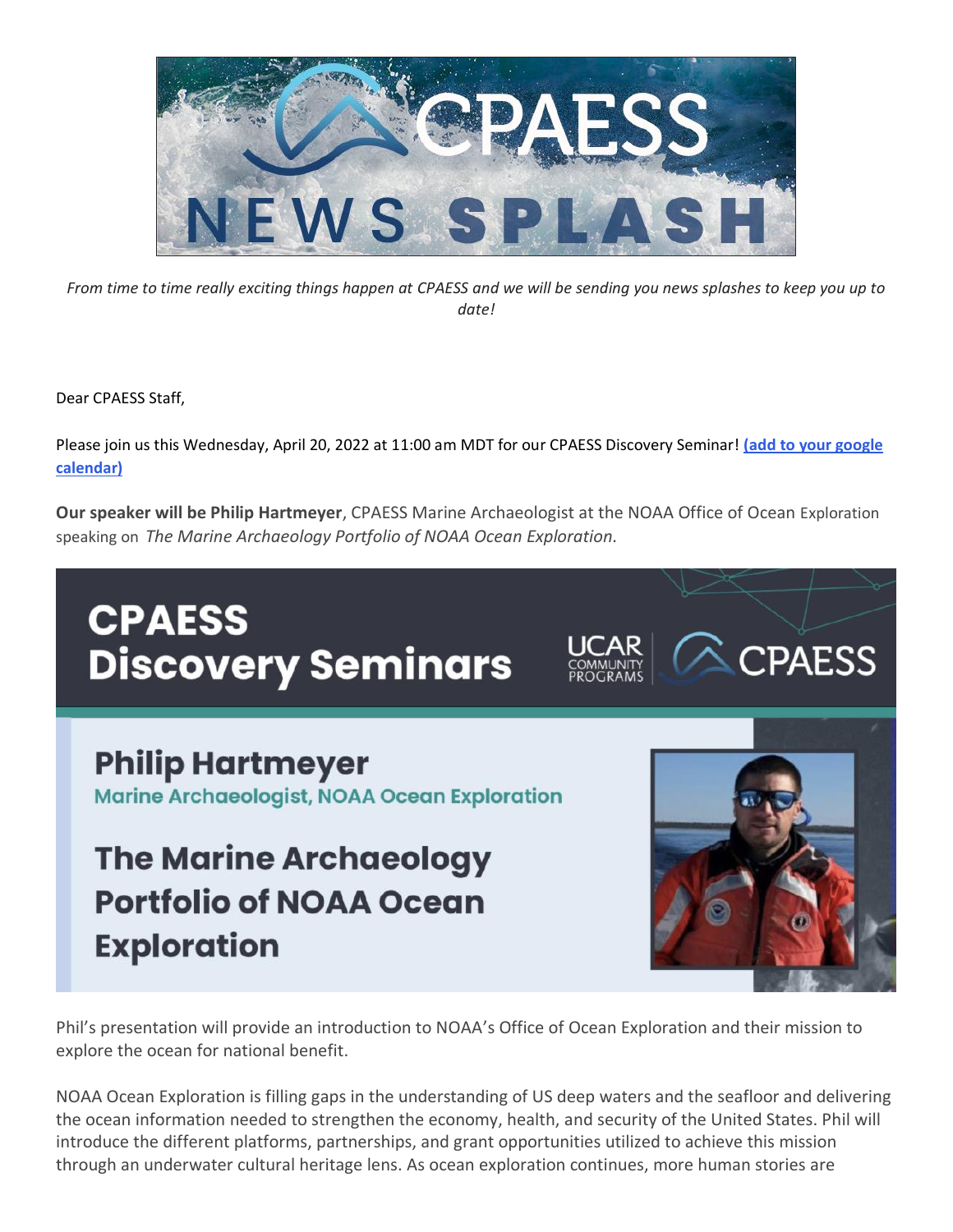# CPAESS NEWS SPLASH

*From time to time really exciting things happen at CPAESS and we will be sending you news splashes to keep you up to date!*

Dear CPAESS Staff,

Please join us this Wednesday, April 20, 2022 at 11:00 am MDT for our CPAESS Discovery Seminar! **(add to your google calendar)**

**Our speaker will be Philip Hartmeyer**, CPAESS Marine Archaeologist at the NOAA Office of Ocean Exploration speaking on *The Marine Archaeology Portfolio of NOAA Ocean Exploration.*

## CPAESS Discovery Seminars

UCAR COMMUNITY PROGRAMS | CPAESS

### Philip Hartmeyer

Marine Archaeologist, NOAA Ocean Exploration

### The Marine Archaeology Portfolio of NOAA Ocean Exploration

Phil's presentation will provide an introduction to NOAA's Office of Ocean Exploration and their mission to explore the ocean for national benefit.

NOAA Ocean Exploration is filling gaps in the understanding of US deep waters and the seafloor and delivering the ocean information needed to strengthen the economy, health, and security of the United States. Phil will introduce the different platforms, partnerships, and grant opportunities utilized to achieve this mission through an underwater cultural heritage lens. As ocean exploration continues, more human stories are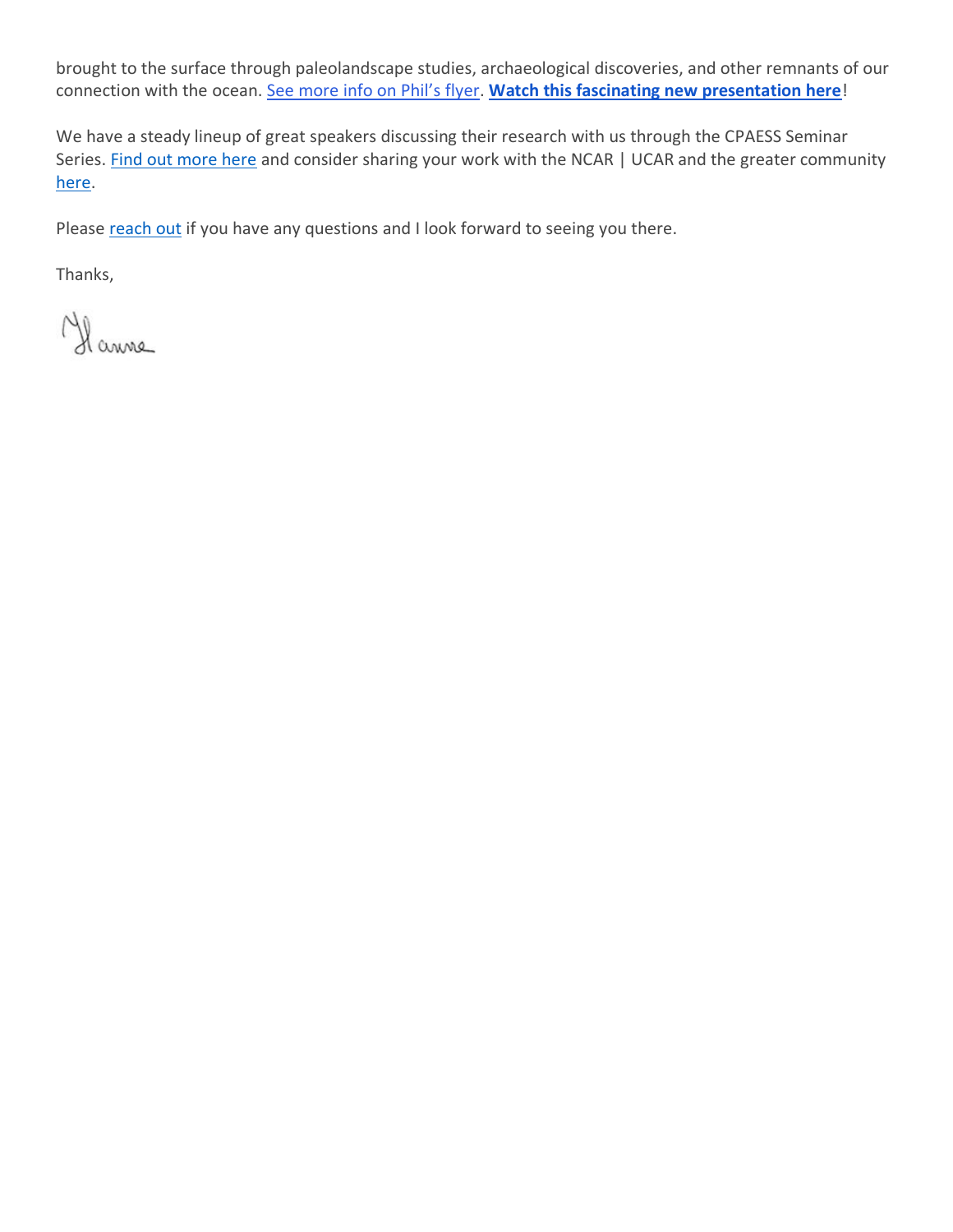brought to the surface through paleolandscape studies, archaeological discoveries, and other remnants of our connection with the ocean. [See more info on Phil's flyer](). **[Watch this fascinating new presentation here]()**!

We have a steady lineup of great speakers discussing their research with us through the CPAESS Seminar Series. [Find out more here]() and consider sharing your work with the NCAR | UCAR and the greater community [here]().

Please [reach out]() if you have any questions and I look forward to seeing you there.

Thanks,

Hanne